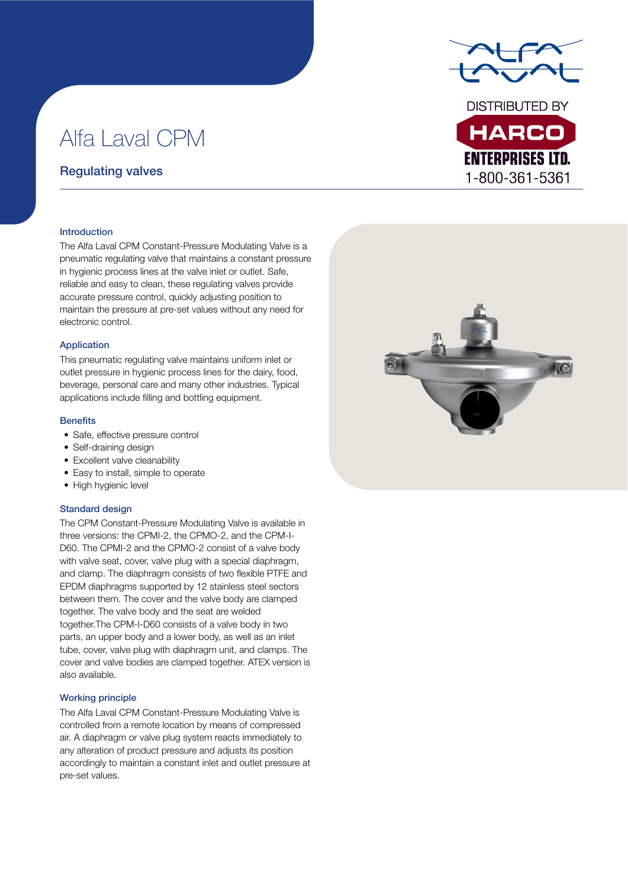# Alfa Laval CPM

## Regulating valves

DISTRIBUTED BY

HARCO

ENTERPRISES LTD.

1-800-361-5361

### Introduction

The Alfa Laval CPM Constant-Pressure Modulating Valve is a pneumatic regulating valve that maintains a constant pressure in hygienic process lines at the valve inlet or outlet. Safe, reliable and easy to clean, these regulating valves provide accurate pressure control, quickly adjusting position to maintain the pressure at pre-set values without any need for electronic control.

### Application

This pneumatic regulating valve maintains uniform inlet or outlet pressure in hygienic process lines for the dairy, food, beverage, personal care and many other industries. Typical applications include filling and bottling equipment.

### Benefits

- Safe, effective pressure control
- Self-draining design
- Excellent valve cleanability
- Easy to install, simple to operate
- High hygienic level

### Standard design

The CPM Constant-Pressure Modulating Valve is available in three versions: the CPMI-2, the CPMO-2, and the CPM-I-D60. The CPMI-2 and the CPMO-2 consist of a valve body with valve seat, cover, valve plug with a special diaphragm, and clamp. The diaphragm consists of two flexible PTFE and EPDM diaphragms supported by 12 stainless steel sectors between them. The cover and the valve body are clamped together. The valve body and the seat are welded together.The CPM-I-D60 consists of a valve body in two parts, an upper body and a lower body, as well as an inlet tube, cover, valve plug with diaphragm unit, and clamps. The cover and valve bodies are clamped together. ATEX version is also available.

### Working principle

The Alfa Laval CPM Constant-Pressure Modulating Valve is controlled from a remote location by means of compressed air. A diaphragm or valve plug system reacts immediately to any alteration of product pressure and adjusts its position accordingly to maintain a constant inlet and outlet pressure at pre-set values.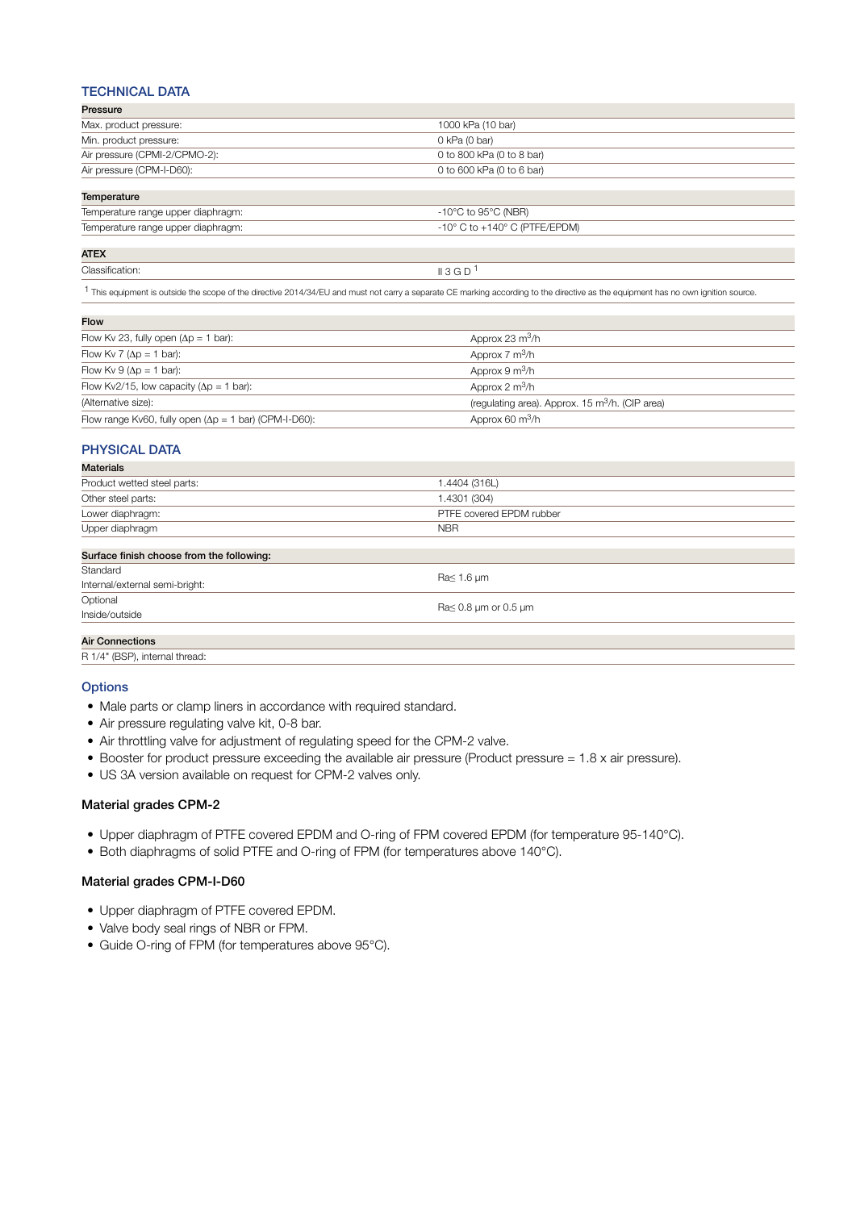## TECHNICAL DATA

| Pressure | |
|---|---|
| Max. product pressure: | 1000 kPa (10 bar) |
| Min. product pressure: | 0 kPa (0 bar) |
| Air pressure (CPMI-2/CPMO-2): | 0 to 800 kPa (0 to 8 bar) |
| Air pressure (CPM-I-D60): | 0 to 600 kPa (0 to 6 bar) |

| Temperature | |
|---|---|
| Temperature range upper diaphragm: | -10°C to 95°C (NBR) |
| Temperature range upper diaphragm: | -10° C to +140° C (PTFE/EPDM) |

| ATEX | |
|---|---|
| Classification: | II 3 G D [1] |

[1] This equipment is outside the scope of the directive 2014/34/EU and must not carry a separate CE marking according to the directive as the equipment has no own ignition source.

| Flow | |
|---|---|
| Flow Kv 23, fully open (Δp = 1 bar): | Approx 23 $m^3$/h |
| Flow Kv 7 (Δp = 1 bar): | Approx 7 $m^3$/h |
| Flow Kv 9 (Δp = 1 bar): | Approx 9 $m^3$/h |
| Flow Kv2/15, low capacity (Δp = 1 bar): | Approx 2 $m^3$/h |
| (Alternative size): | (regulating area). Approx. 15 $m^3$/h. (CIP area) |
| Flow range Kv60, fully open (Δp = 1 bar) (CPM-I-D60): | Approx 60 $m^3$/h |

## PHYSICAL DATA

| Materials | |
|---|---|
| Product wetted steel parts: | 1.4404 (316L) |
| Other steel parts: | 1.4301 (304) |
| Lower diaphragm: | PTFE covered EPDM rubber |
| Upper diaphragm | NBR |

| Surface finish choose from the following: | |
|---|---|
| Standard<br>Internal/external semi-bright: | Ra≤ 1.6 µm |
| Optional<br>Inside/outside | Ra≤ 0.8 µm or 0.5 µm |

| Air Connections |
|---|
| R 1/4" (BSP), internal thread: |

### Options

- Male parts or clamp liners in accordance with required standard.
- Air pressure regulating valve kit, 0-8 bar.
- Air throttling valve for adjustment of regulating speed for the CPM-2 valve.
- Booster for product pressure exceeding the available air pressure (Product pressure = 1.8 x air pressure).
- US 3A version available on request for CPM-2 valves only.

### Material grades CPM-2

- Upper diaphragm of PTFE covered EPDM and O-ring of FPM covered EPDM (for temperature 95-140°C).
- Both diaphragms of solid PTFE and O-ring of FPM (for temperatures above 140°C).

### Material grades CPM-I-D60

- Upper diaphragm of PTFE covered EPDM.
- Valve body seal rings of NBR or FPM.
- Guide O-ring of FPM (for temperatures above 95°C).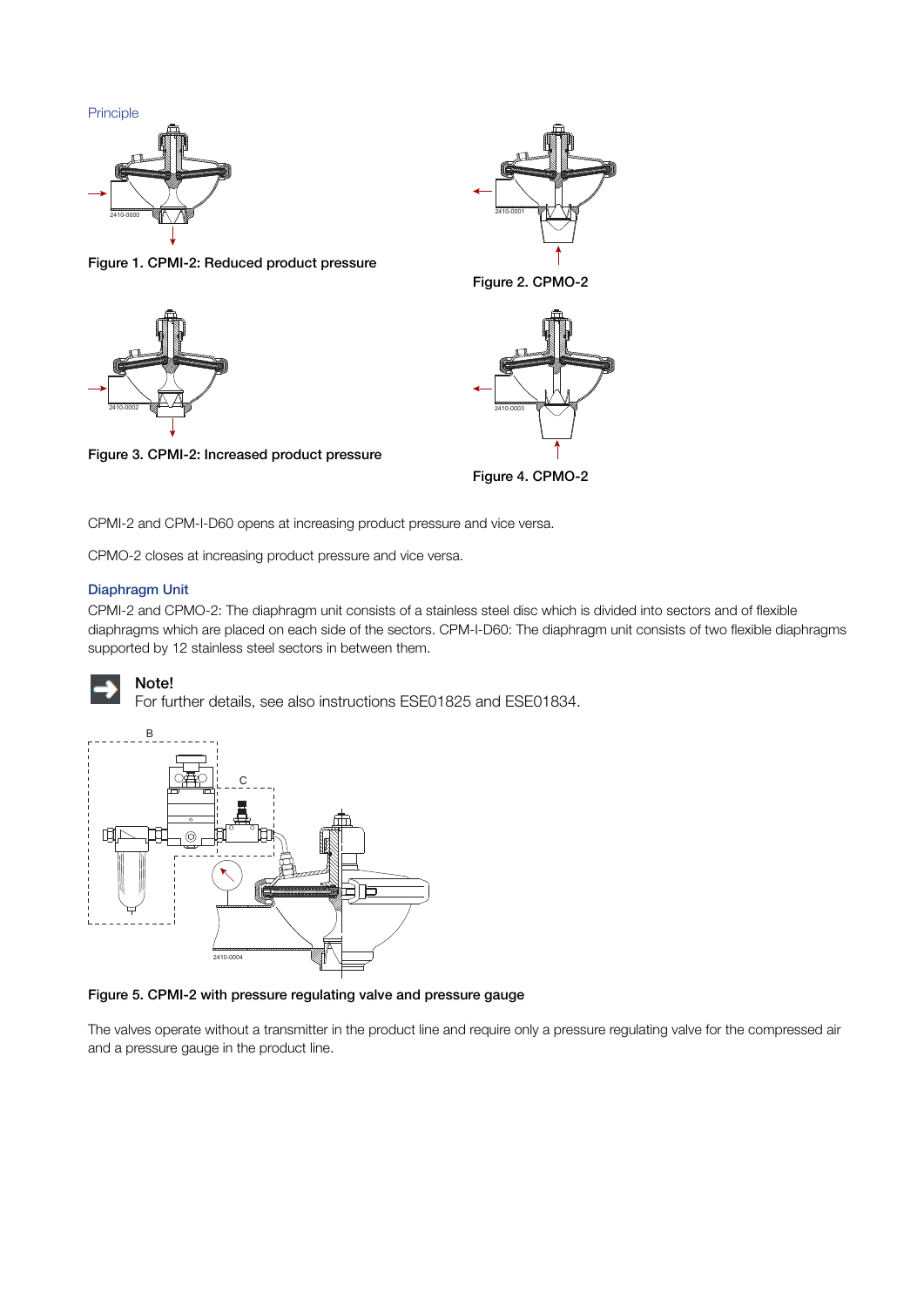## Principle

Figure 1. CPMI-2: Reduced product pressure

Figure 2. CPMO-2

Figure 3. CPMI-2: Increased product pressure

Figure 4. CPMO-2

CPMI-2 and CPM-I-D60 opens at increasing product pressure and vice versa.

CPMO-2 closes at increasing product pressure and vice versa.

## Diaphragm Unit

CPMI-2 and CPMO-2: The diaphragm unit consists of a stainless steel disc which is divided into sectors and of flexible diaphragms which are placed on each side of the sectors. CPM-I-D60: The diaphragm unit consists of two flexible diaphragms supported by 12 stainless steel sectors in between them.

**Note!**
For further details, see also instructions ESE01825 and ESE01834.

Figure 5. CPMI-2 with pressure regulating valve and pressure gauge

The valves operate without a transmitter in the product line and require only a pressure regulating valve for the compressed air and a pressure gauge in the product line.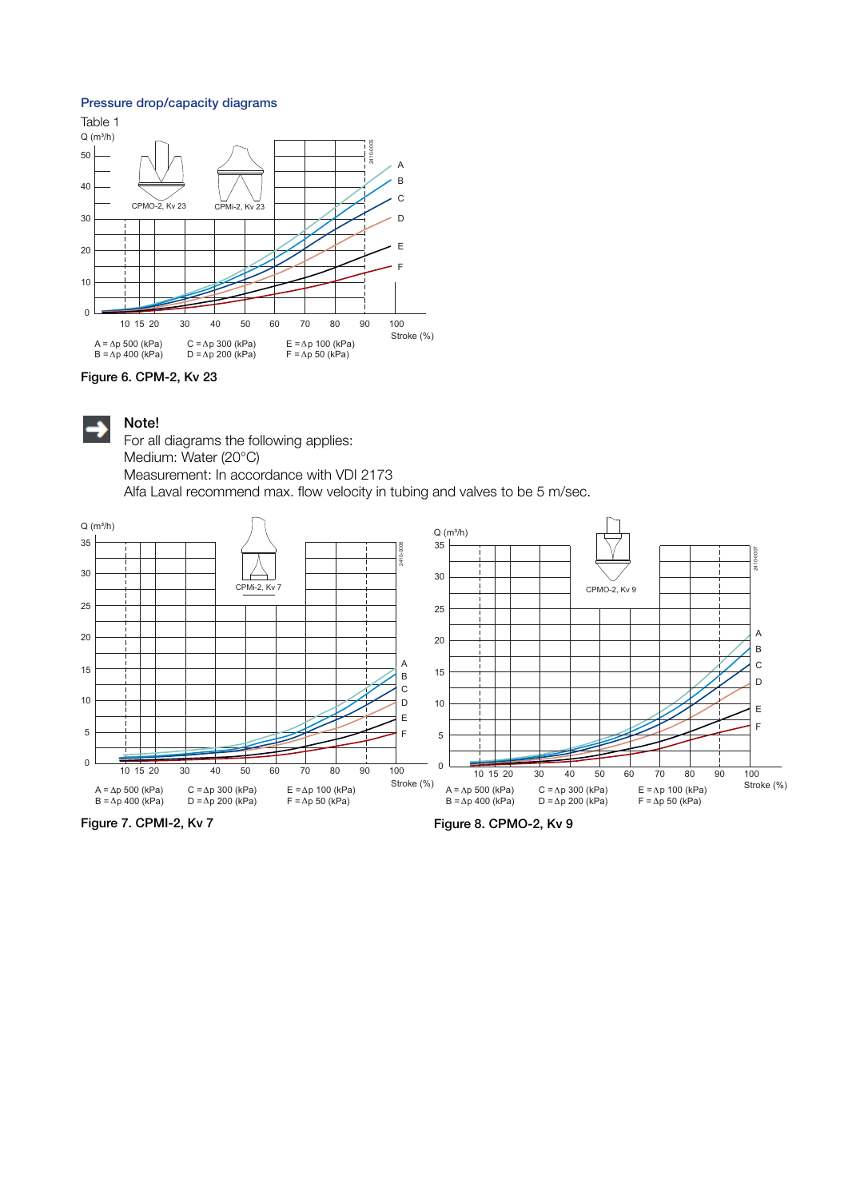## Pressure drop/capacity diagrams

Table 1

Q (m³/h)

CPMO-2, Kv 23 CPMi-2, Kv 23

Stroke (%)

A = Δp 500 (kPa) C = Δp 300 (kPa) E = Δp 100 (kPa)
B = Δp 400 (kPa) D = Δp 200 (kPa) F = Δp 50 (kPa)

**Figure 6. CPM-2, Kv 23**

**Note!**
For all diagrams the following applies:
Medium: Water (20°C)
Measurement: In accordance with VDI 2173
Alfa Laval recommend max. flow velocity in tubing and valves to be 5 m/sec.

Q (m³/h)

CPMi-2, Kv 7

Stroke (%)

A = Δp 500 (kPa) C = Δp 300 (kPa) E = Δp 100 (kPa)
B = Δp 400 (kPa) D = Δp 200 (kPa) F = Δp 50 (kPa)

**Figure 7. CPMI-2, Kv 7**

Q (m³/h)

CPMO-2, Kv 9

Stroke (%)

A = Δp 500 (kPa) C = Δp 300 (kPa) E = Δp 100 (kPa)
B = Δp 400 (kPa) D = Δp 200 (kPa) F = Δp 50 (kPa)

**Figure 8. CPMO-2, Kv 9**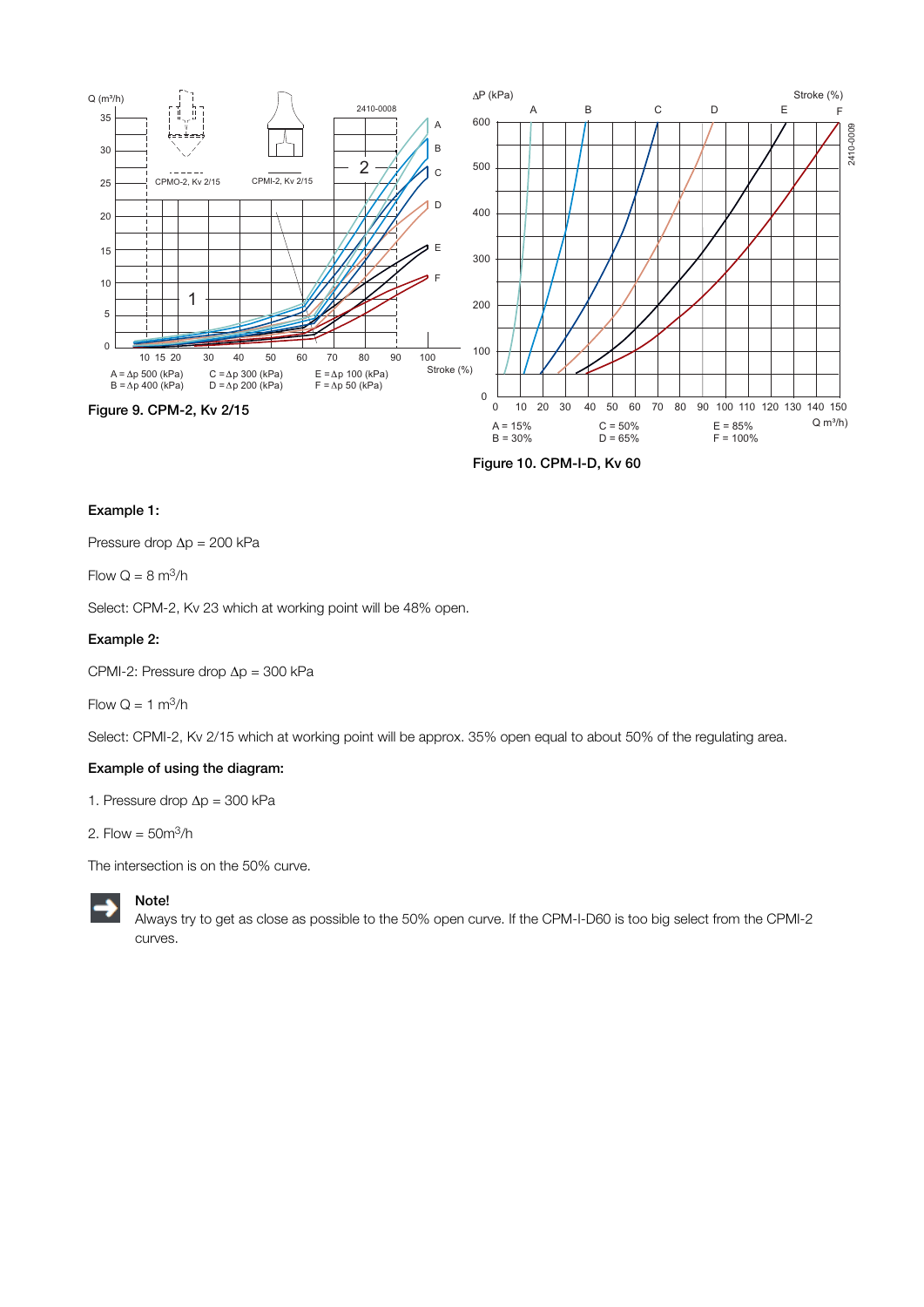Figure 9. CPM-2, Kv 2/15

A = Δp 500 (kPa)
B = Δp 400 (kPa)
C = Δp 300 (kPa)
D = Δp 200 (kPa)
E = Δp 100 (kPa)
F = Δp 50 (kPa)

Figure 10. CPM-I-D, Kv 60

A = 15%
B = 30%
C = 50%
D = 65%
E = 85%
F = 100%

**Example 1:**

Pressure drop Δp = 200 kPa

Flow Q = 8 $m^3/h$

Select: CPM-2, Kv 23 which at working point will be 48% open.

**Example 2:**

CPMI-2: Pressure drop Δp = 300 kPa

Flow Q = 1 $m^3/h$

Select: CPMI-2, Kv 2/15 which at working point will be approx. 35% open equal to about 50% of the regulating area.

**Example of using the diagram:**

1. Pressure drop Δp = 300 kPa
2. Flow = 50$m^3/h$

The intersection is on the 50% curve.

**Note!**
Always try to get as close as possible to the 50% open curve. If the CPM-I-D60 is too big select from the CPMI-2 curves.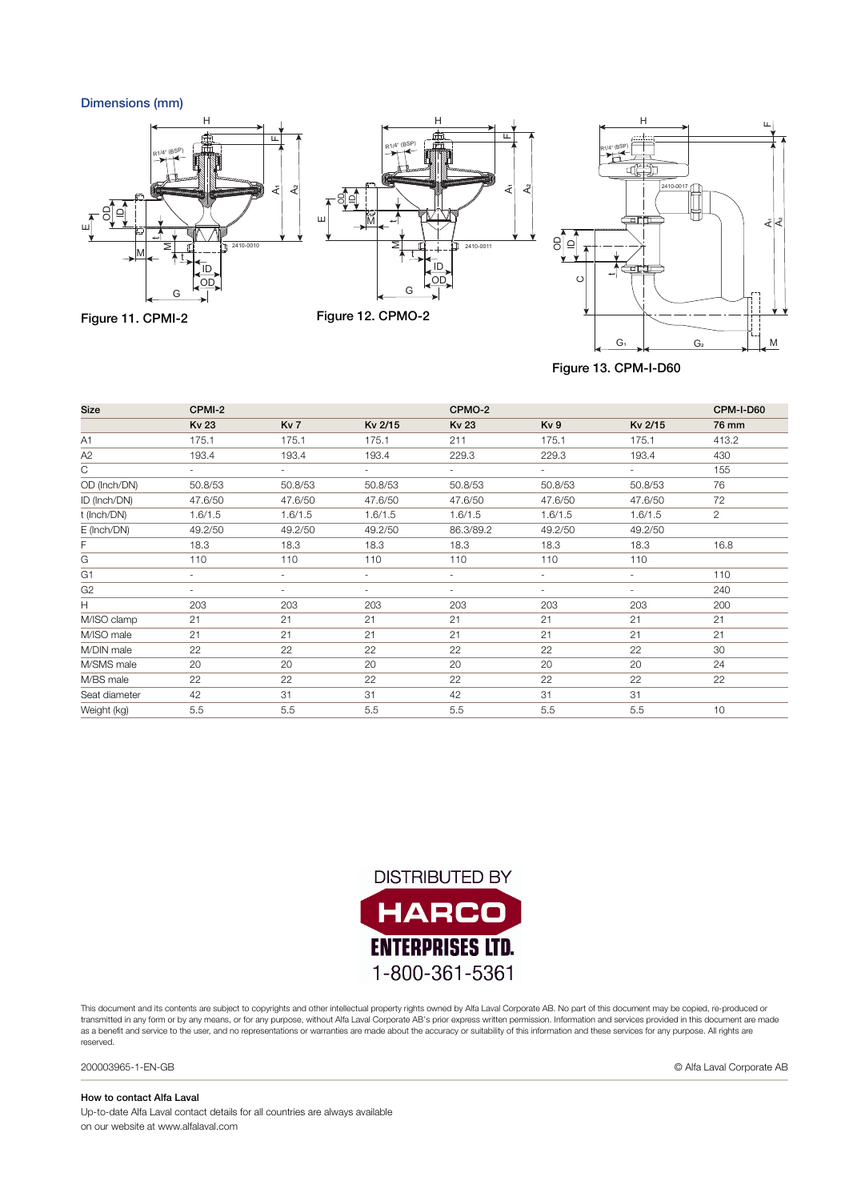## Dimensions (mm)

Figure 11. CPMI-2

Figure 12. CPMO-2

Figure 13. CPM-I-D60

| Size | CPMI-2 | | | CPMO-2 | | | CPM-I-D60 |
|---|---|---|---|---|---|---|---|
| | Kv 23 | Kv 7 | Kv 2/15 | Kv 23 | Kv 9 | Kv 2/15 | 76 mm |
| A1 | 175.1 | 175.1 | 175.1 | 211 | 175.1 | 175.1 | 413.2 |
| A2 | 193.4 | 193.4 | 193.4 | 229.3 | 229.3 | 193.4 | 430 |
| C | - | - | - | - | - | - | 155 |
| OD (Inch/DN) | 50.8/53 | 50.8/53 | 50.8/53 | 50.8/53 | 50.8/53 | 50.8/53 | 76 |
| ID (Inch/DN) | 47.6/50 | 47.6/50 | 47.6/50 | 47.6/50 | 47.6/50 | 47.6/50 | 72 |
| t (Inch/DN) | 1.6/1.5 | 1.6/1.5 | 1.6/1.5 | 1.6/1.5 | 1.6/1.5 | 1.6/1.5 | 2 |
| E (Inch/DN) | 49.2/50 | 49.2/50 | 49.2/50 | 86.3/89.2 | 49.2/50 | 49.2/50 | |
| F | 18.3 | 18.3 | 18.3 | 18.3 | 18.3 | 18.3 | 16.8 |
| G | 110 | 110 | 110 | 110 | 110 | 110 | |
| G1 | - | - | - | - | - | - | 110 |
| G2 | - | - | - | - | - | - | 240 |
| H | 203 | 203 | 203 | 203 | 203 | 203 | 200 |
| M/ISO clamp | 21 | 21 | 21 | 21 | 21 | 21 | 21 |
| M/ISO male | 21 | 21 | 21 | 21 | 21 | 21 | 21 |
| M/DIN male | 22 | 22 | 22 | 22 | 22 | 22 | 30 |
| M/SMS male | 20 | 20 | 20 | 20 | 20 | 20 | 24 |
| M/BS male | 22 | 22 | 22 | 22 | 22 | 22 | 22 |
| Seat diameter | 42 | 31 | 31 | 42 | 31 | 31 | |
| Weight (kg) | 5.5 | 5.5 | 5.5 | 5.5 | 5.5 | 5.5 | 10 |

DISTRIBUTED BY
HARCO
ENTERPRISES LTD.
1-800-361-5361

This document and its contents are subject to copyrights and other intellectual property rights owned by Alfa Laval Corporate AB. No part of this document may be copied, re-produced or transmitted in any form or by any means, or for any purpose, without Alfa Laval Corporate AB's prior express written permission. Information and services provided in this document are made as a benefit and service to the user, and no representations or warranties are made about the accuracy or suitability of this information and these services for any purpose. All rights are reserved.

200003965-1-EN-GB

© Alfa Laval Corporate AB

**How to contact Alfa Laval**

Up-to-date Alfa Laval contact details for all countries are always available on our website at www.alfalaval.com